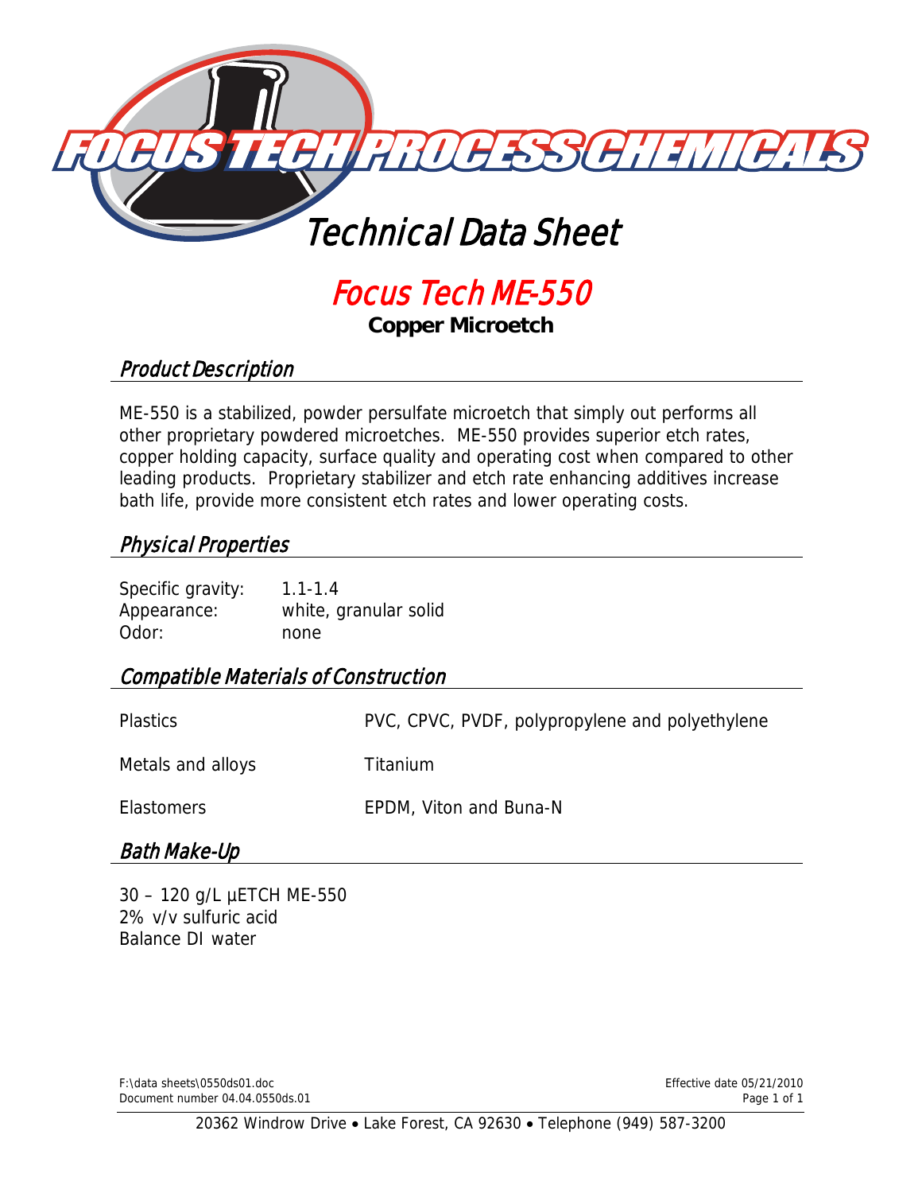# FOCUS TECH PROCESS CHEMICALS

## Technical Data Sheet

# Focus Tech ME-550

**Copper Microetch**

## Product Description

ME-550 is a stabilized, powder persulfate microetch that simply out performs all other proprietary powdered microetches. ME-550 provides superior etch rates, copper holding capacity, surface quality and operating cost when compared to other leading products. Proprietary stabilizer and etch rate enhancing additives increase bath life, provide more consistent etch rates and lower operating costs.

## Physical Properties

| | |
|---|---|
| Specific gravity: | 1.1-1.4 |
| Appearance: | white, granular solid |
| Odor: | none |

## Compatible Materials of Construction

| | |
|---|---|
| Plastics | PVC, CPVC, PVDF, polypropylene and polyethylene |
| Metals and alloys | Titanium |
| Elastomers | EPDM, Viton and Buna-N |

## Bath Make-Up

30 – 120 g/L µETCH ME-550
2% v/v sulfuric acid
Balance DI water

F:\data sheets\0550ds01.doc
Document number 04.04.0550ds.01

Effective date 05/21/2010

20362 Windrow Drive • Lake Forest, CA 92630 • Telephone (949) 587-3200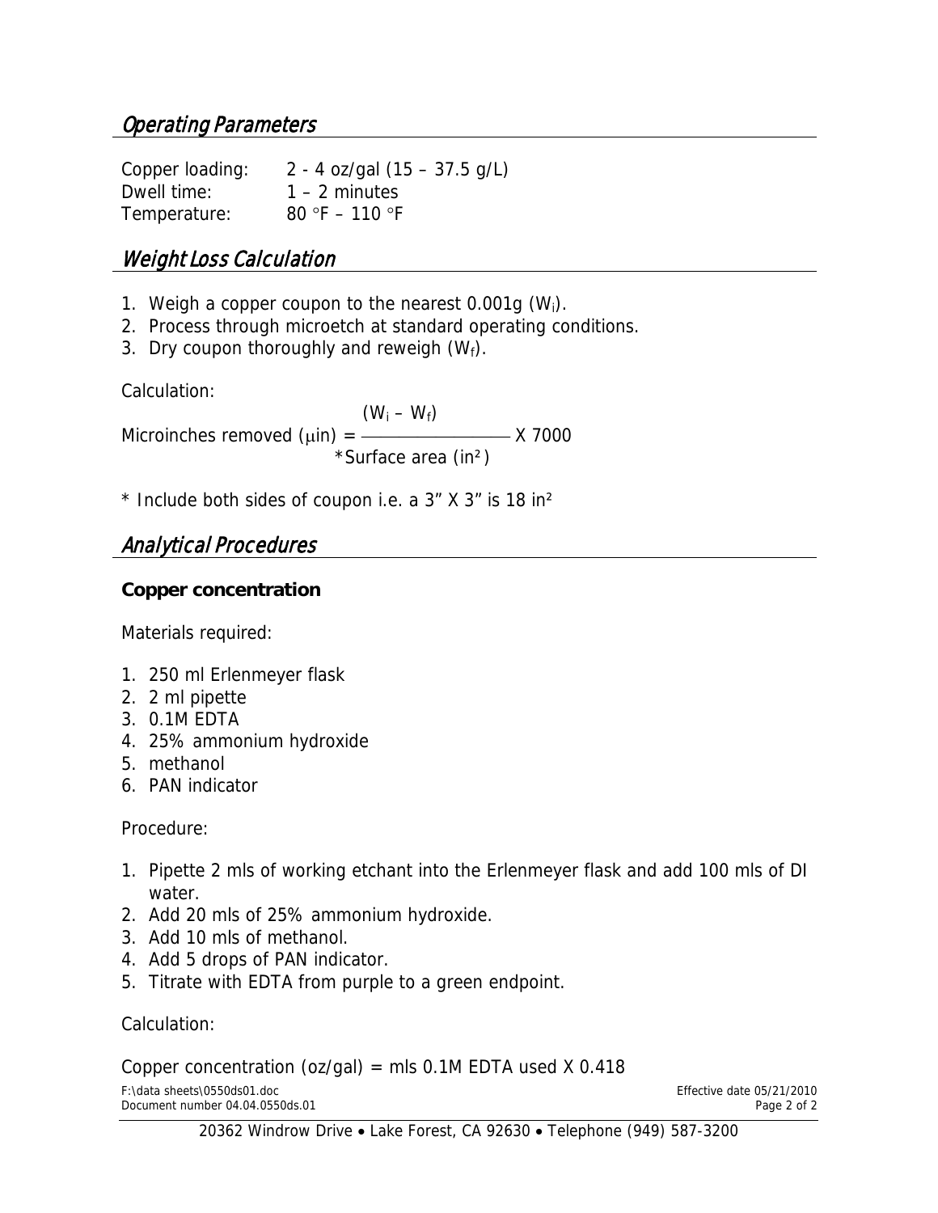## Operating Parameters

| | |
|---|---|
| Copper loading: | 2 - 4 oz/gal (15 – 37.5 g/L) |
| Dwell time: | 1 – 2 minutes |
| Temperature: | 80 °F – 110 °F |

## Weight Loss Calculation

1. Weigh a copper coupon to the nearest 0.001g ($W_i$).
2. Process through microetch at standard operating conditions.
3. Dry coupon thoroughly and reweigh ($W_f$).

Calculation:

$$\text{Microinches removed } (\mu\text{in}) = \frac{(W_i - W_f)}{{}^{*}\text{Surface area (in}^2\text{)}} \times 7000$$

* Include both sides of coupon i.e. a 3" X 3" is 18 in²

## Analytical Procedures

**Copper concentration**

Materials required:

1. 250 ml Erlenmeyer flask
2. 2 ml pipette
3. 0.1M EDTA
4. 25% ammonium hydroxide
5. methanol
6. PAN indicator

Procedure:

1. Pipette 2 mls of working etchant into the Erlenmeyer flask and add 100 mls of DI water.
2. Add 20 mls of 25% ammonium hydroxide.
3. Add 10 mls of methanol.
4. Add 5 drops of PAN indicator.
5. Titrate with EDTA from purple to a green endpoint.

Calculation:

Copper concentration (oz/gal) = mls 0.1M EDTA used X 0.418

F:\data sheets\0550ds01.doc
Document number 04.04.0550ds.01
Effective date 05/21/2010

20362 Windrow Drive • Lake Forest, CA 92630 • Telephone (949) 587-3200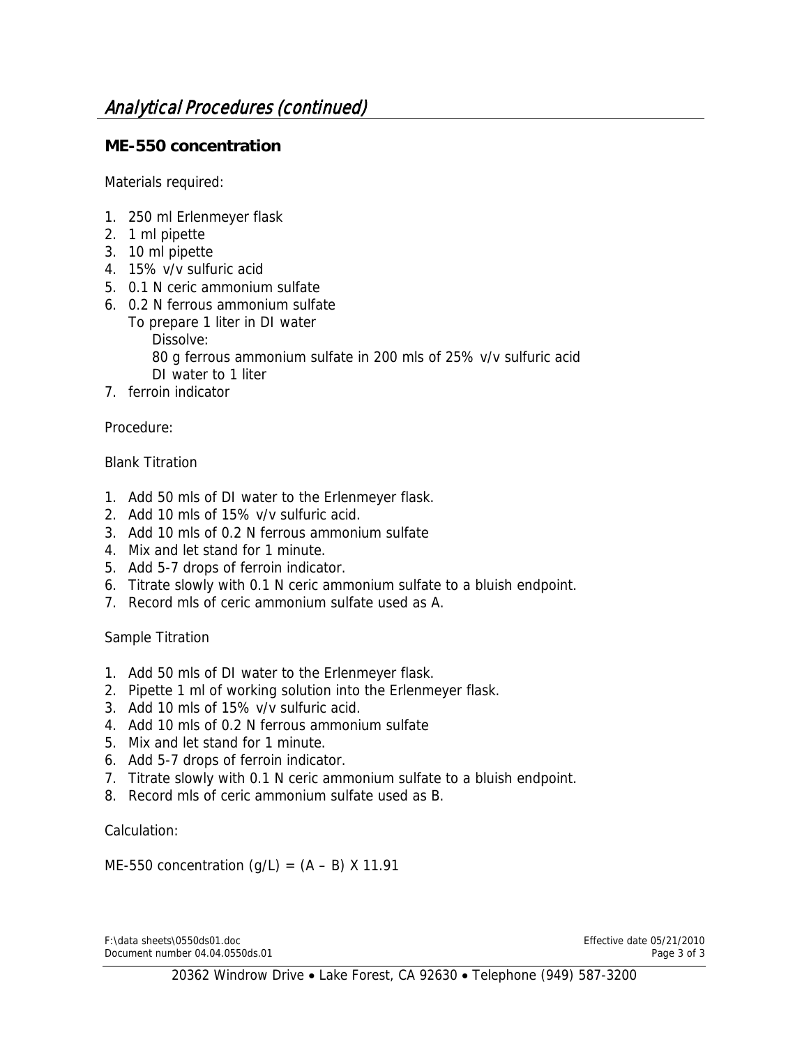# *Analytical Procedures (continued)*

## ME-550 concentration

Materials required:

1. 250 ml Erlenmeyer flask
2. 1 ml pipette
3. 10 ml pipette
4. 15% v/v sulfuric acid
5. 0.1 N ceric ammonium sulfate
6. 0.2 N ferrous ammonium sulfate
   To prepare 1 liter in DI water
      Dissolve:
      80 g ferrous ammonium sulfate in 200 mls of 25% v/v sulfuric acid
      DI water to 1 liter
7. ferroin indicator

Procedure:

Blank Titration

1. Add 50 mls of DI water to the Erlenmeyer flask.
2. Add 10 mls of 15% v/v sulfuric acid.
3. Add 10 mls of 0.2 N ferrous ammonium sulfate
4. Mix and let stand for 1 minute.
5. Add 5-7 drops of ferroin indicator.
6. Titrate slowly with 0.1 N ceric ammonium sulfate to a bluish endpoint.
7. Record mls of ceric ammonium sulfate used as A.

Sample Titration

1. Add 50 mls of DI water to the Erlenmeyer flask.
2. Pipette 1 ml of working solution into the Erlenmeyer flask.
3. Add 10 mls of 15% v/v sulfuric acid.
4. Add 10 mls of 0.2 N ferrous ammonium sulfate
5. Mix and let stand for 1 minute.
6. Add 5-7 drops of ferroin indicator.
7. Titrate slowly with 0.1 N ceric ammonium sulfate to a bluish endpoint.
8. Record mls of ceric ammonium sulfate used as B.

Calculation:

ME-550 concentration (g/L) = $(A - B) \times 11.91$

F:\data sheets\0550ds01.doc
Document number 04.04.0550ds.01

Effective date 05/21/2010

20362 Windrow Drive • Lake Forest, CA 92630 • Telephone (949) 587-3200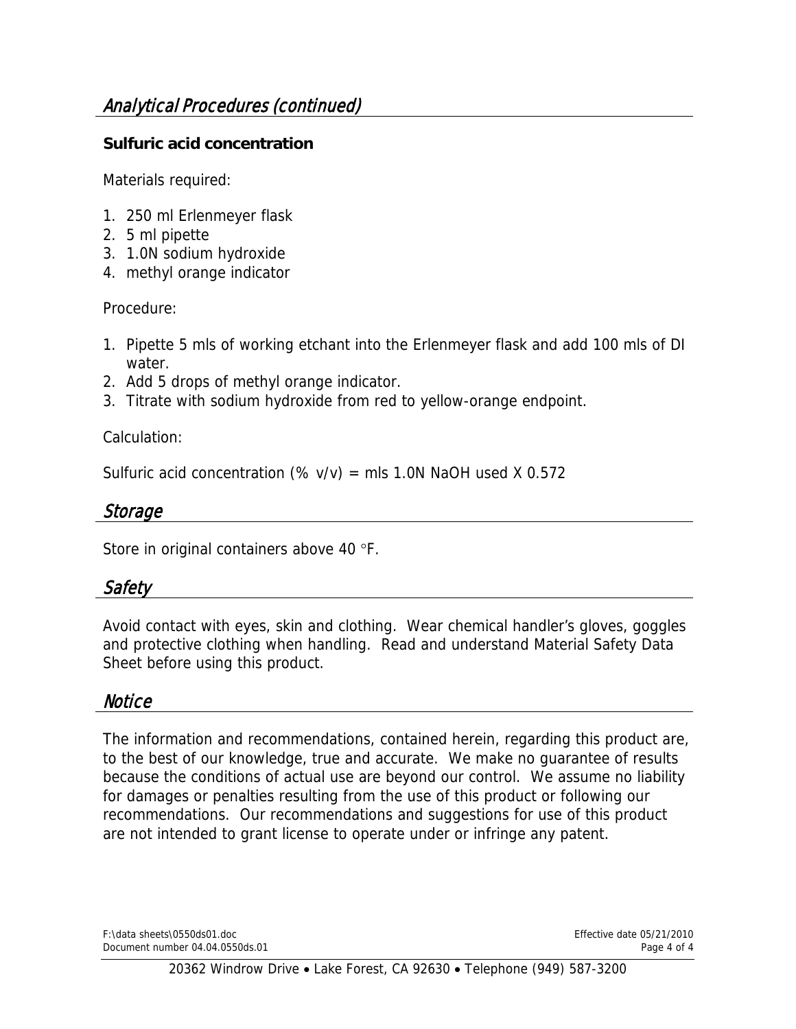## Analytical Procedures (continued)

**Sulfuric acid concentration**

Materials required:

1. 250 ml Erlenmeyer flask
2. 5 ml pipette
3. 1.0N sodium hydroxide
4. methyl orange indicator

Procedure:

1. Pipette 5 mls of working etchant into the Erlenmeyer flask and add 100 mls of DI water.
2. Add 5 drops of methyl orange indicator.
3. Titrate with sodium hydroxide from red to yellow-orange endpoint.

Calculation:

Sulfuric acid concentration (% v/v) = mls 1.0N NaOH used X 0.572

## Storage

Store in original containers above 40 °F.

## Safety

Avoid contact with eyes, skin and clothing. Wear chemical handler's gloves, goggles and protective clothing when handling. Read and understand Material Safety Data Sheet before using this product.

## Notice

The information and recommendations, contained herein, regarding this product are, to the best of our knowledge, true and accurate. We make no guarantee of results because the conditions of actual use are beyond our control. We assume no liability for damages or penalties resulting from the use of this product or following our recommendations. Our recommendations and suggestions for use of this product are not intended to grant license to operate under or infringe any patent.